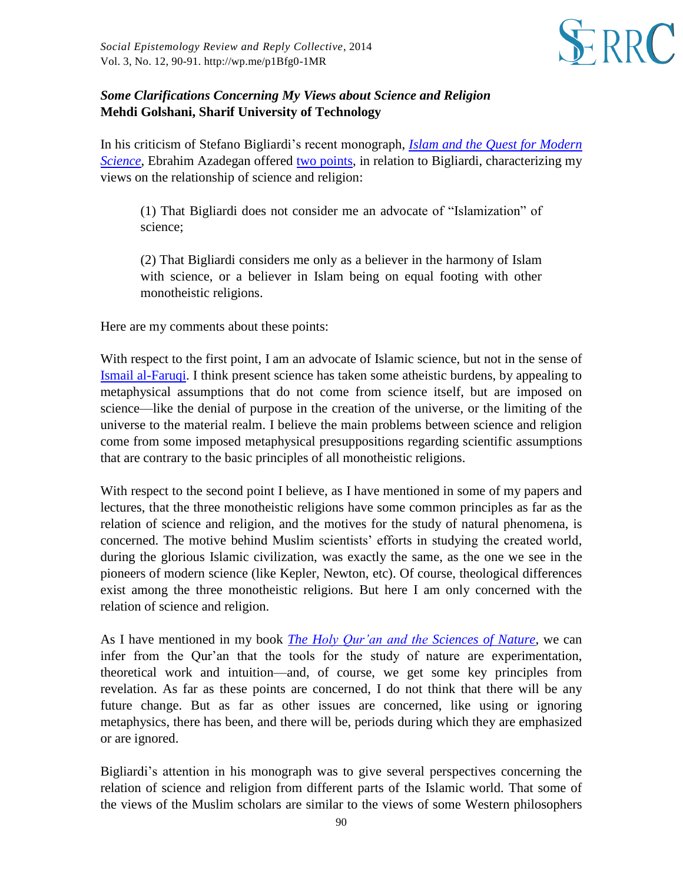***Some Clarifications Concerning My Views about Science and Religion***
**Mehdi Golshani, Sharif University of Technology**

In his criticism of Stefano Bigliardi's recent monograph, *Islam and the Quest for Modern Science*, Ebrahim Azadegan offered two points, in relation to Bigliardi, characterizing my views on the relationship of science and religion:

> (1) That Bigliardi does not consider me an advocate of "Islamization" of science;
>
> (2) That Bigliardi considers me only as a believer in the harmony of Islam with science, or a believer in Islam being on equal footing with other monotheistic religions.

Here are my comments about these points:

With respect to the first point, I am an advocate of Islamic science, but not in the sense of Ismail al-Faruqi. I think present science has taken some atheistic burdens, by appealing to metaphysical assumptions that do not come from science itself, but are imposed on science—like the denial of purpose in the creation of the universe, or the limiting of the universe to the material realm. I believe the main problems between science and religion come from some imposed metaphysical presuppositions regarding scientific assumptions that are contrary to the basic principles of all monotheistic religions.

With respect to the second point I believe, as I have mentioned in some of my papers and lectures, that the three monotheistic religions have some common principles as far as the relation of science and religion, and the motives for the study of natural phenomena, is concerned. The motive behind Muslim scientists' efforts in studying the created world, during the glorious Islamic civilization, was exactly the same, as the one we see in the pioneers of modern science (like Kepler, Newton, etc). Of course, theological differences exist among the three monotheistic religions. But here I am only concerned with the relation of science and religion.

As I have mentioned in my book *The Holy Qur'an and the Sciences of Nature*, we can infer from the Qur'an that the tools for the study of nature are experimentation, theoretical work and intuition—and, of course, we get some key principles from revelation. As far as these points are concerned, I do not think that there will be any future change. But as far as other issues are concerned, like using or ignoring metaphysics, there has been, and there will be, periods during which they are emphasized or are ignored.

Bigliardi's attention in his monograph was to give several perspectives concerning the relation of science and religion from different parts of the Islamic world. That some of the views of the Muslim scholars are similar to the views of some Western philosophers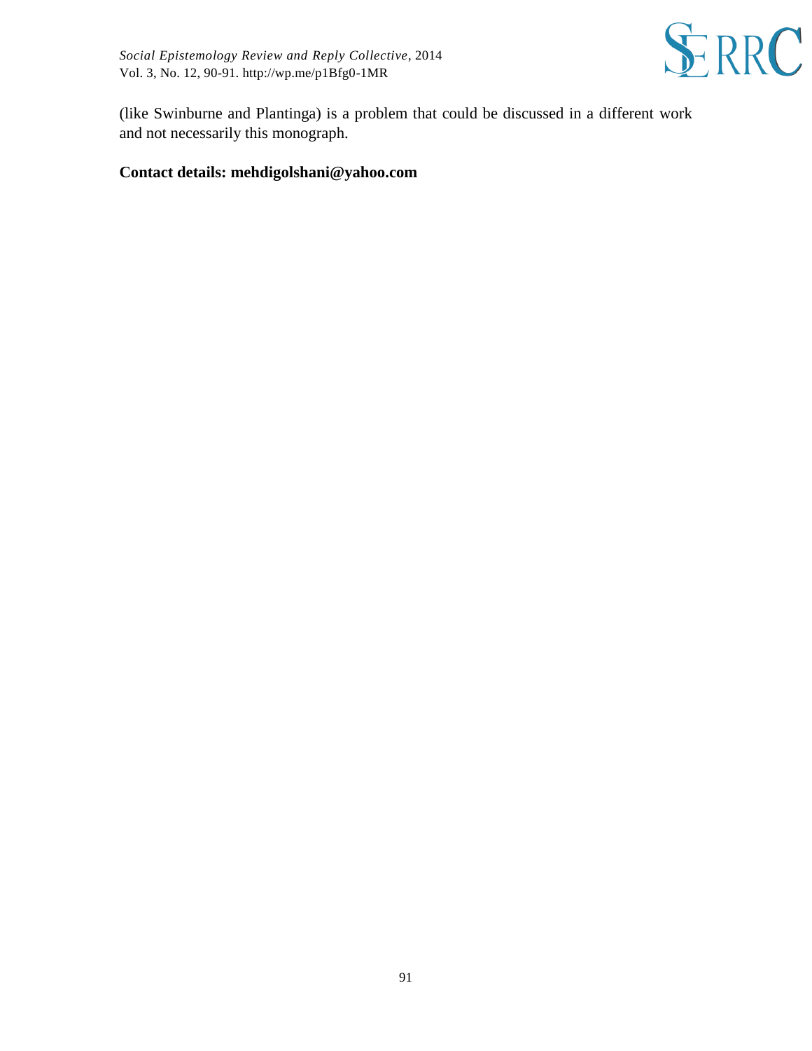(like Swinburne and Plantinga) is a problem that could be discussed in a different work and not necessarily this monograph.

**Contact details: mehdigolshani@yahoo.com**